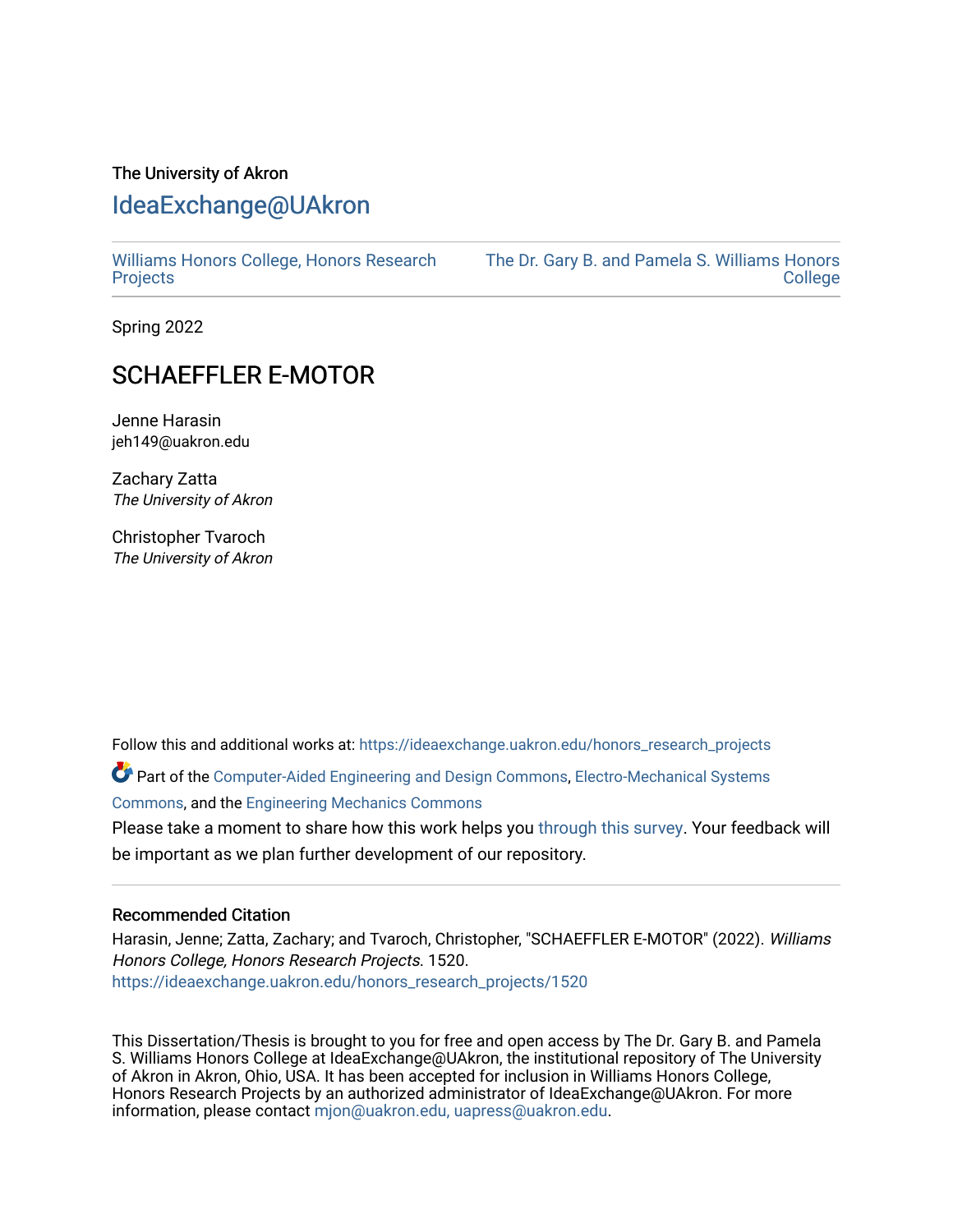The University of Akron

# IdeaExchange@UAkron

Williams Honors College, Honors Research Projects | The Dr. Gary B. and Pamela S. Williams Honors College

Spring 2022

## SCHAEFFLER E-MOTOR

Jenne Harasin
jeh149@uakron.edu

Zachary Zatta
*The University of Akron*

Christopher Tvaroch
*The University of Akron*

Follow this and additional works at: https://ideaexchange.uakron.edu/honors_research_projects

Part of the Computer-Aided Engineering and Design Commons, Electro-Mechanical Systems Commons, and the Engineering Mechanics Commons

Please take a moment to share how this work helps you through this survey. Your feedback will be important as we plan further development of our repository.

### Recommended Citation

Harasin, Jenne; Zatta, Zachary; and Tvaroch, Christopher, "SCHAEFFLER E-MOTOR" (2022). *Williams Honors College, Honors Research Projects*. 1520.
https://ideaexchange.uakron.edu/honors_research_projects/1520

This Dissertation/Thesis is brought to you for free and open access by The Dr. Gary B. and Pamela S. Williams Honors College at IdeaExchange@UAkron, the institutional repository of The University of Akron in Akron, Ohio, USA. It has been accepted for inclusion in Williams Honors College, Honors Research Projects by an authorized administrator of IdeaExchange@UAkron. For more information, please contact mjon@uakron.edu, uapress@uakron.edu.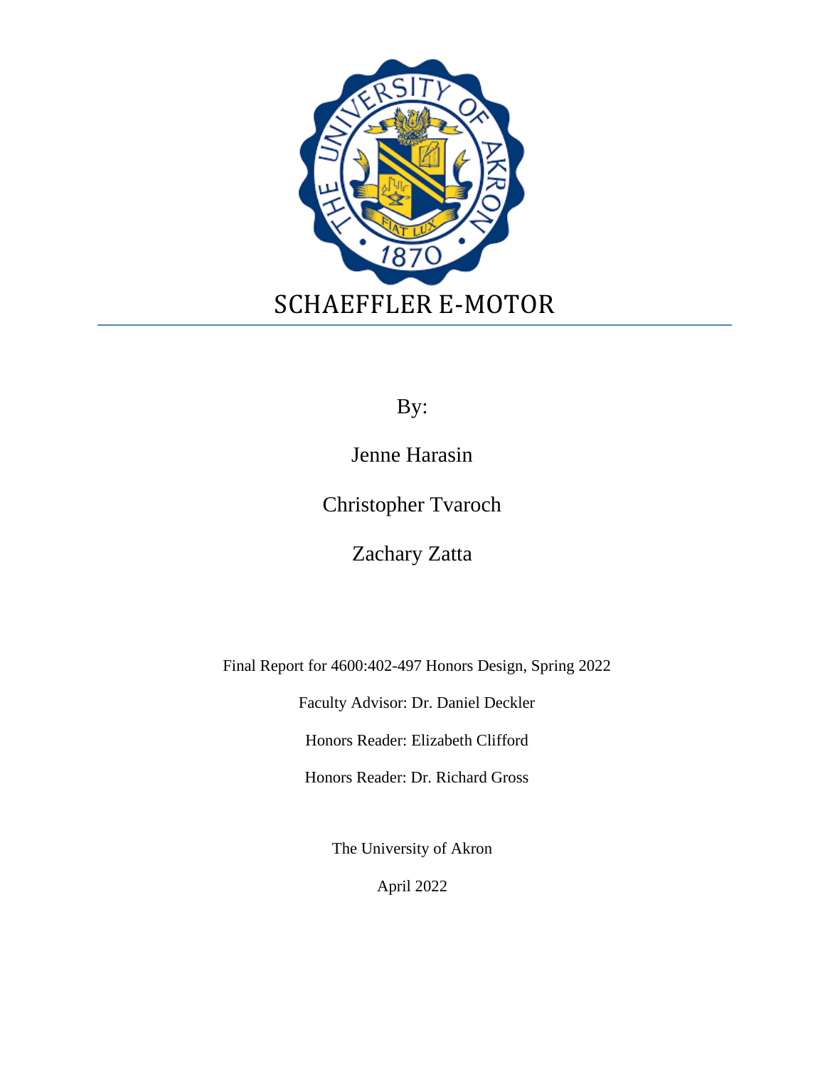# SCHAEFFLER E-MOTOR

By:

Jenne Harasin

Christopher Tvaroch

Zachary Zatta

Final Report for 4600:402-497 Honors Design, Spring 2022

Faculty Advisor: Dr. Daniel Deckler

Honors Reader: Elizabeth Clifford

Honors Reader: Dr. Richard Gross

The University of Akron

April 2022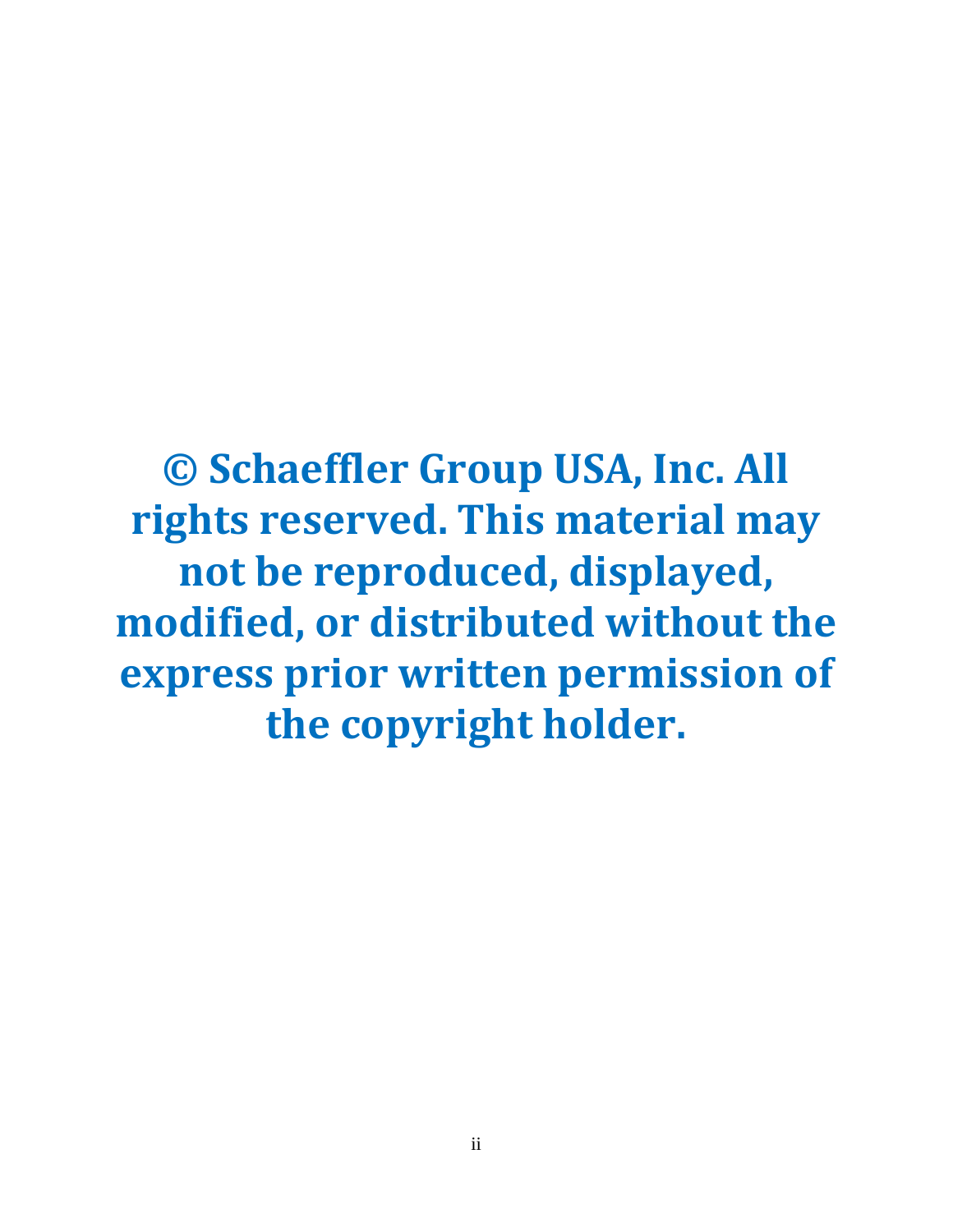**© Schaeffler Group USA, Inc. All rights reserved. This material may not be reproduced, displayed, modified, or distributed without the express prior written permission of the copyright holder.**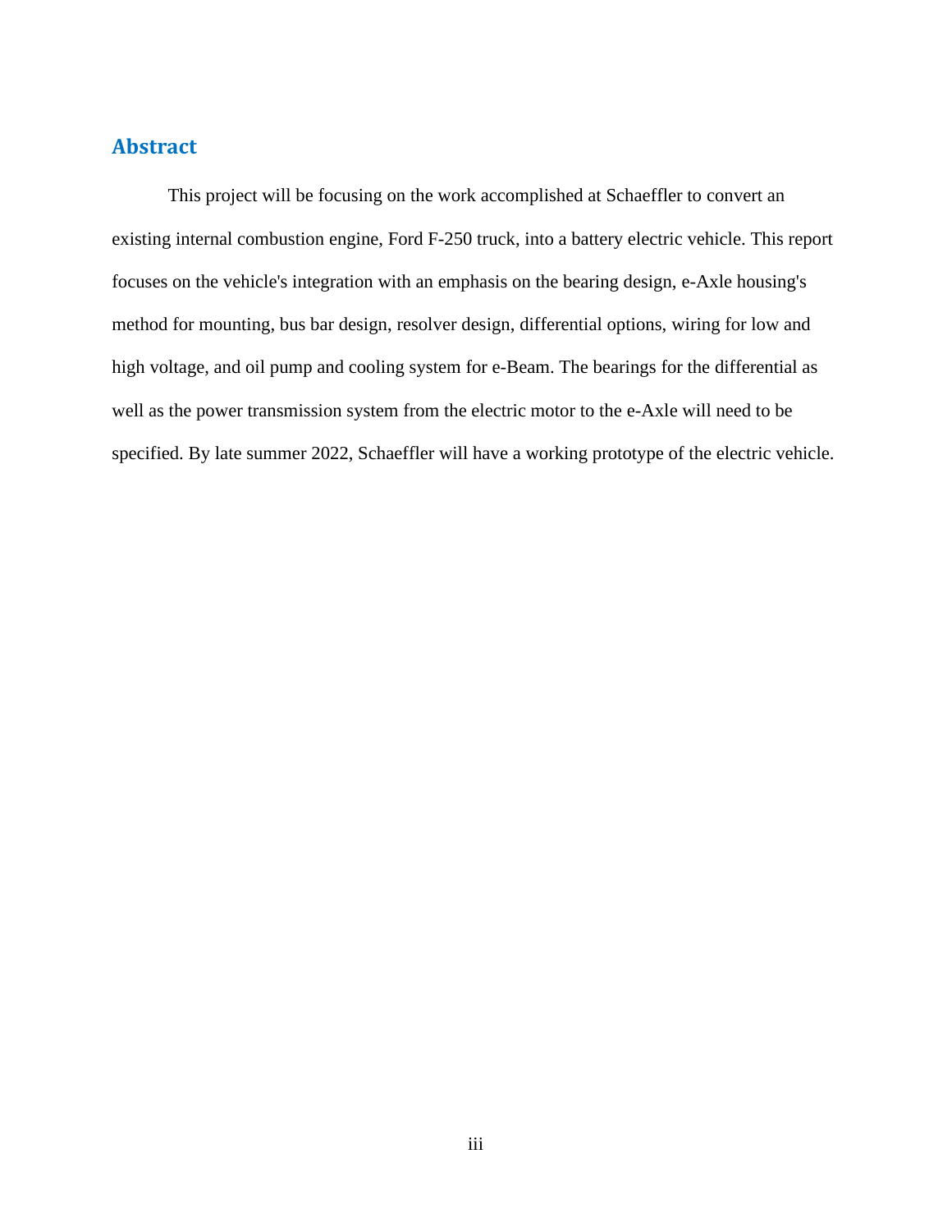## Abstract

This project will be focusing on the work accomplished at Schaeffler to convert an existing internal combustion engine, Ford F-250 truck, into a battery electric vehicle. This report focuses on the vehicle's integration with an emphasis on the bearing design, e-Axle housing's method for mounting, bus bar design, resolver design, differential options, wiring for low and high voltage, and oil pump and cooling system for e-Beam. The bearings for the differential as well as the power transmission system from the electric motor to the e-Axle will need to be specified. By late summer 2022, Schaeffler will have a working prototype of the electric vehicle.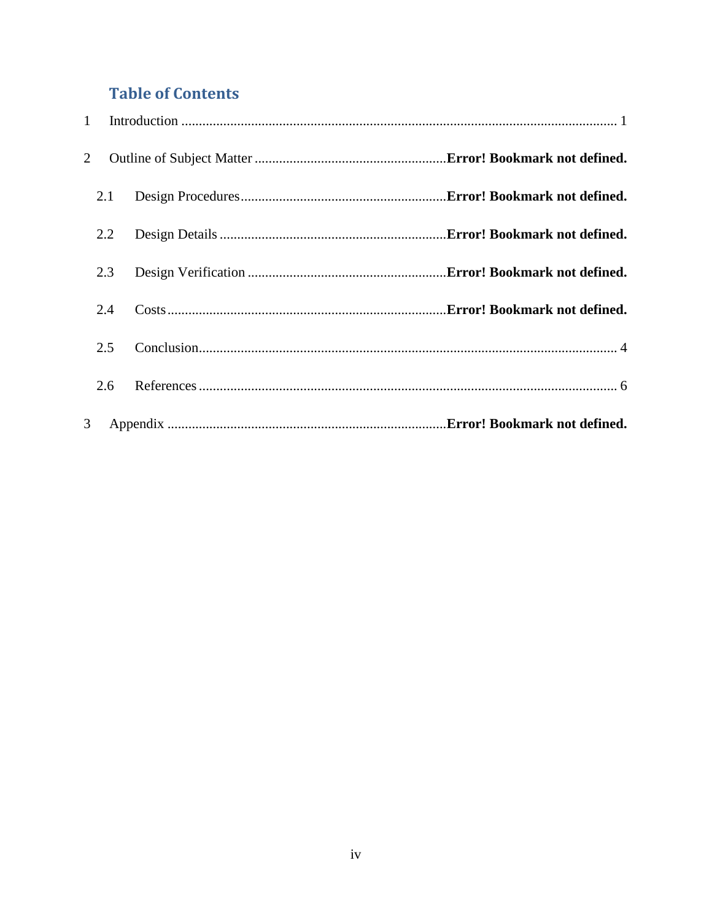# Table of Contents

1 Introduction ............................................................................................................................ 1

2 Outline of Subject Matter .......................................................**Error! Bookmark not defined.**

2.1 Design Procedures...........................................................**Error! Bookmark not defined.**

2.2 Design Details .................................................................**Error! Bookmark not defined.**

2.3 Design Verification .........................................................**Error! Bookmark not defined.**

2.4 Costs................................................................................**Error! Bookmark not defined.**

2.5 Conclusion....................................................................................................................... 4

2.6 References ....................................................................................................................... 6

3 Appendix ................................................................................**Error! Bookmark not defined.**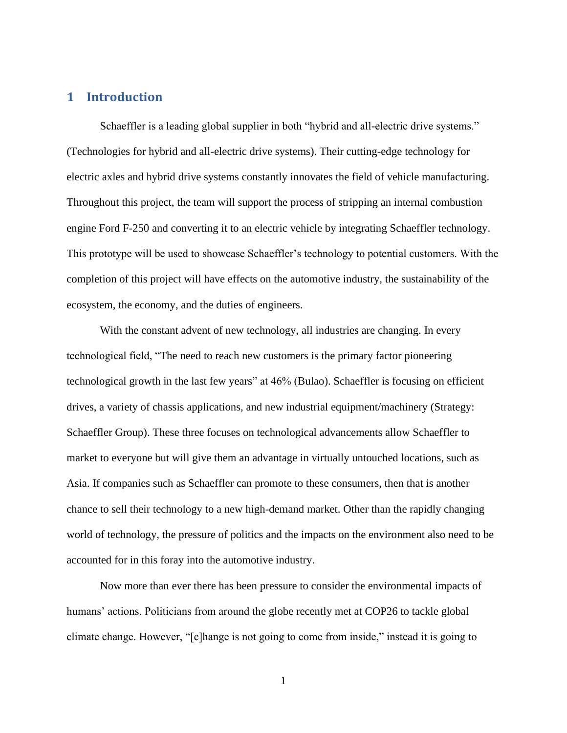# 1 Introduction

Schaeffler is a leading global supplier in both "hybrid and all-electric drive systems." (Technologies for hybrid and all-electric drive systems). Their cutting-edge technology for electric axles and hybrid drive systems constantly innovates the field of vehicle manufacturing. Throughout this project, the team will support the process of stripping an internal combustion engine Ford F-250 and converting it to an electric vehicle by integrating Schaeffler technology. This prototype will be used to showcase Schaeffler's technology to potential customers. With the completion of this project will have effects on the automotive industry, the sustainability of the ecosystem, the economy, and the duties of engineers.

With the constant advent of new technology, all industries are changing. In every technological field, "The need to reach new customers is the primary factor pioneering technological growth in the last few years" at 46% (Bulao). Schaeffler is focusing on efficient drives, a variety of chassis applications, and new industrial equipment/machinery (Strategy: Schaeffler Group). These three focuses on technological advancements allow Schaeffler to market to everyone but will give them an advantage in virtually untouched locations, such as Asia. If companies such as Schaeffler can promote to these consumers, then that is another chance to sell their technology to a new high-demand market. Other than the rapidly changing world of technology, the pressure of politics and the impacts on the environment also need to be accounted for in this foray into the automotive industry.

Now more than ever there has been pressure to consider the environmental impacts of humans' actions. Politicians from around the globe recently met at COP26 to tackle global climate change. However, "[c]hange is not going to come from inside," instead it is going to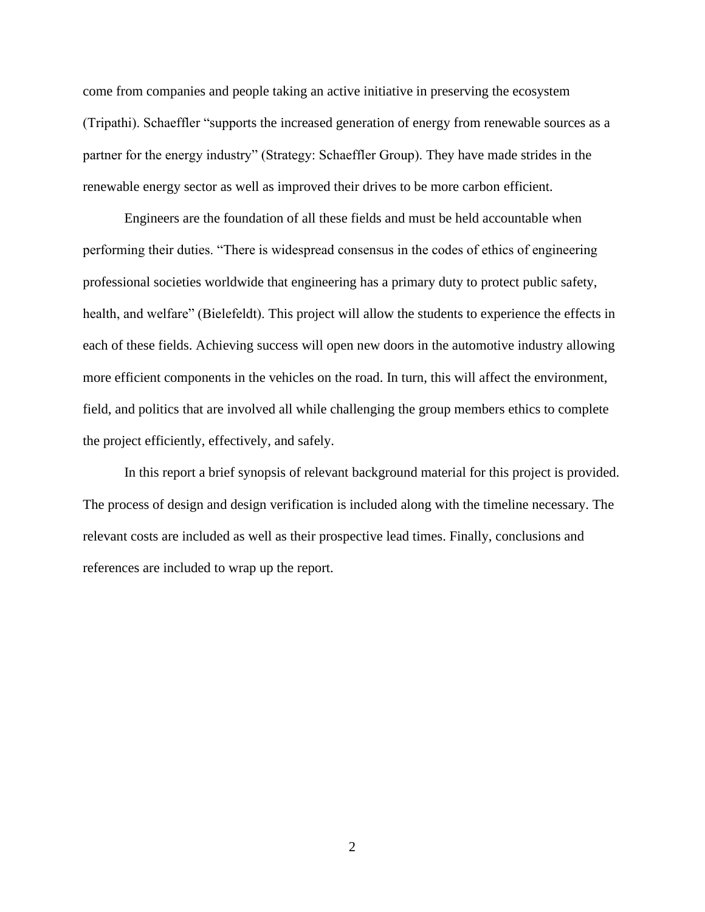come from companies and people taking an active initiative in preserving the ecosystem (Tripathi). Schaeffler "supports the increased generation of energy from renewable sources as a partner for the energy industry" (Strategy: Schaeffler Group). They have made strides in the renewable energy sector as well as improved their drives to be more carbon efficient.

Engineers are the foundation of all these fields and must be held accountable when performing their duties. "There is widespread consensus in the codes of ethics of engineering professional societies worldwide that engineering has a primary duty to protect public safety, health, and welfare" (Bielefeldt). This project will allow the students to experience the effects in each of these fields. Achieving success will open new doors in the automotive industry allowing more efficient components in the vehicles on the road. In turn, this will affect the environment, field, and politics that are involved all while challenging the group members ethics to complete the project efficiently, effectively, and safely.

In this report a brief synopsis of relevant background material for this project is provided. The process of design and design verification is included along with the timeline necessary. The relevant costs are included as well as their prospective lead times. Finally, conclusions and references are included to wrap up the report.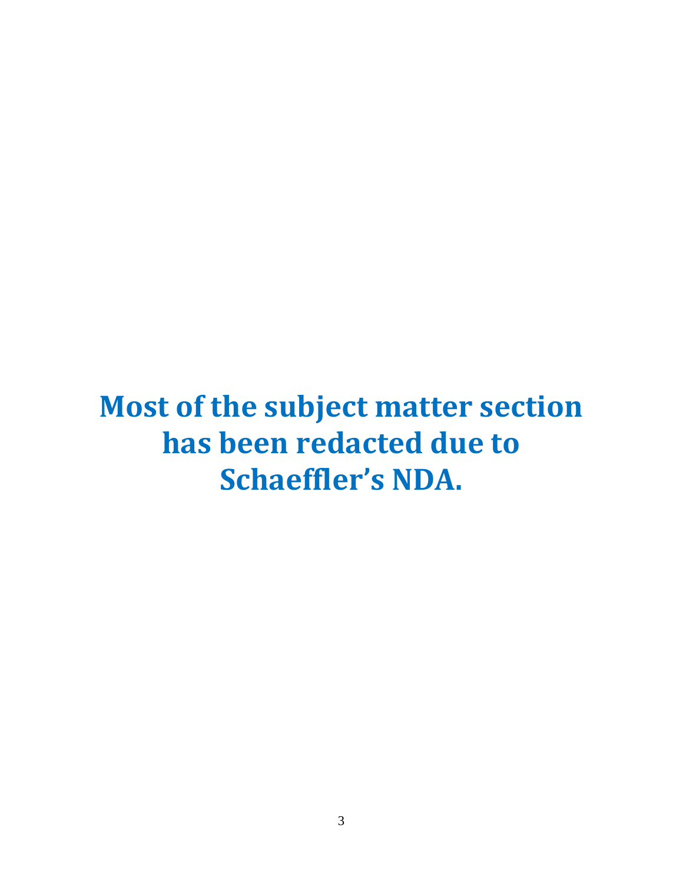**Most of the subject matter section has been redacted due to Schaeffler's NDA.**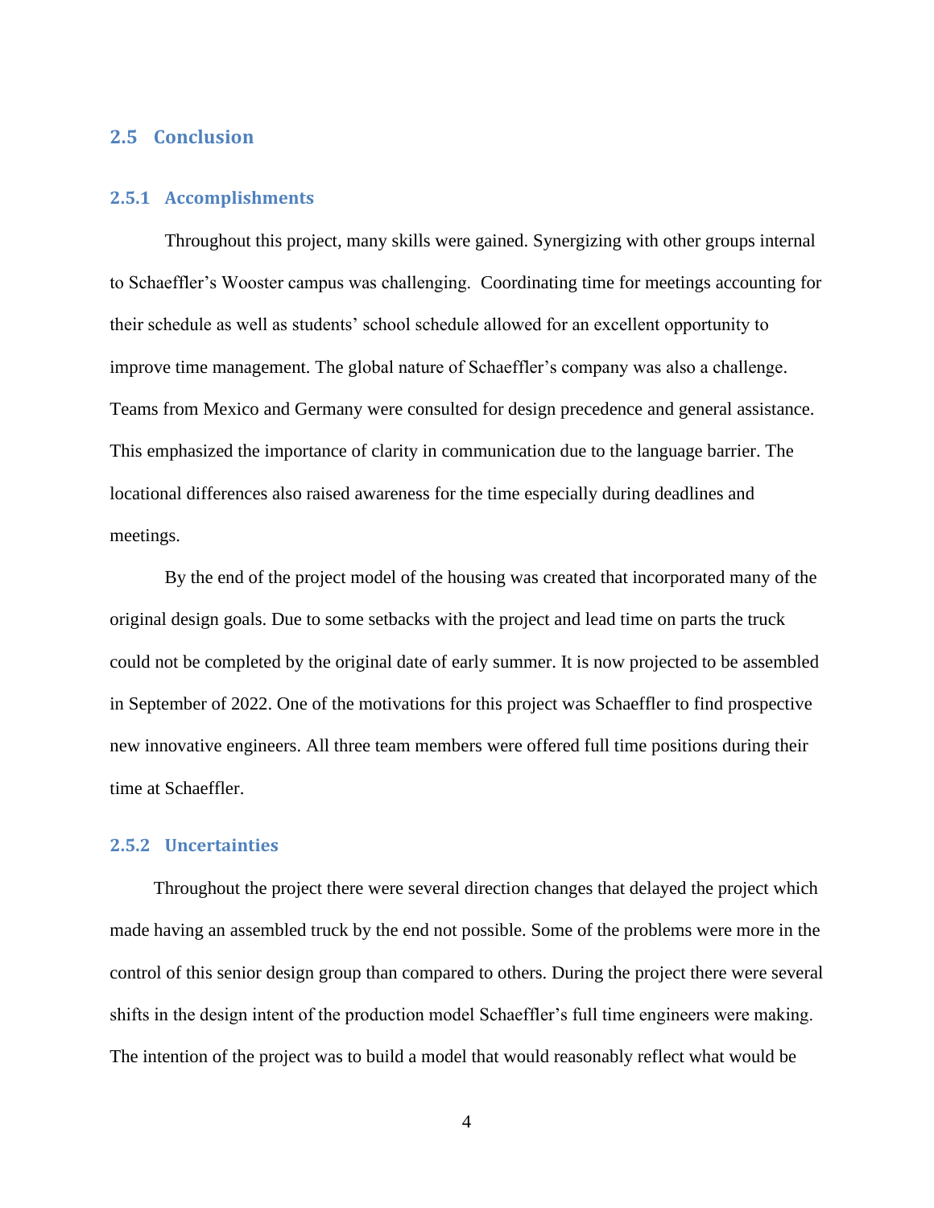## 2.5 Conclusion

### 2.5.1 Accomplishments

Throughout this project, many skills were gained. Synergizing with other groups internal to Schaeffler's Wooster campus was challenging. Coordinating time for meetings accounting for their schedule as well as students' school schedule allowed for an excellent opportunity to improve time management. The global nature of Schaeffler's company was also a challenge. Teams from Mexico and Germany were consulted for design precedence and general assistance. This emphasized the importance of clarity in communication due to the language barrier. The locational differences also raised awareness for the time especially during deadlines and meetings.

By the end of the project model of the housing was created that incorporated many of the original design goals. Due to some setbacks with the project and lead time on parts the truck could not be completed by the original date of early summer. It is now projected to be assembled in September of 2022. One of the motivations for this project was Schaeffler to find prospective new innovative engineers. All three team members were offered full time positions during their time at Schaeffler.

### 2.5.2 Uncertainties

Throughout the project there were several direction changes that delayed the project which made having an assembled truck by the end not possible. Some of the problems were more in the control of this senior design group than compared to others. During the project there were several shifts in the design intent of the production model Schaeffler's full time engineers were making. The intention of the project was to build a model that would reasonably reflect what would be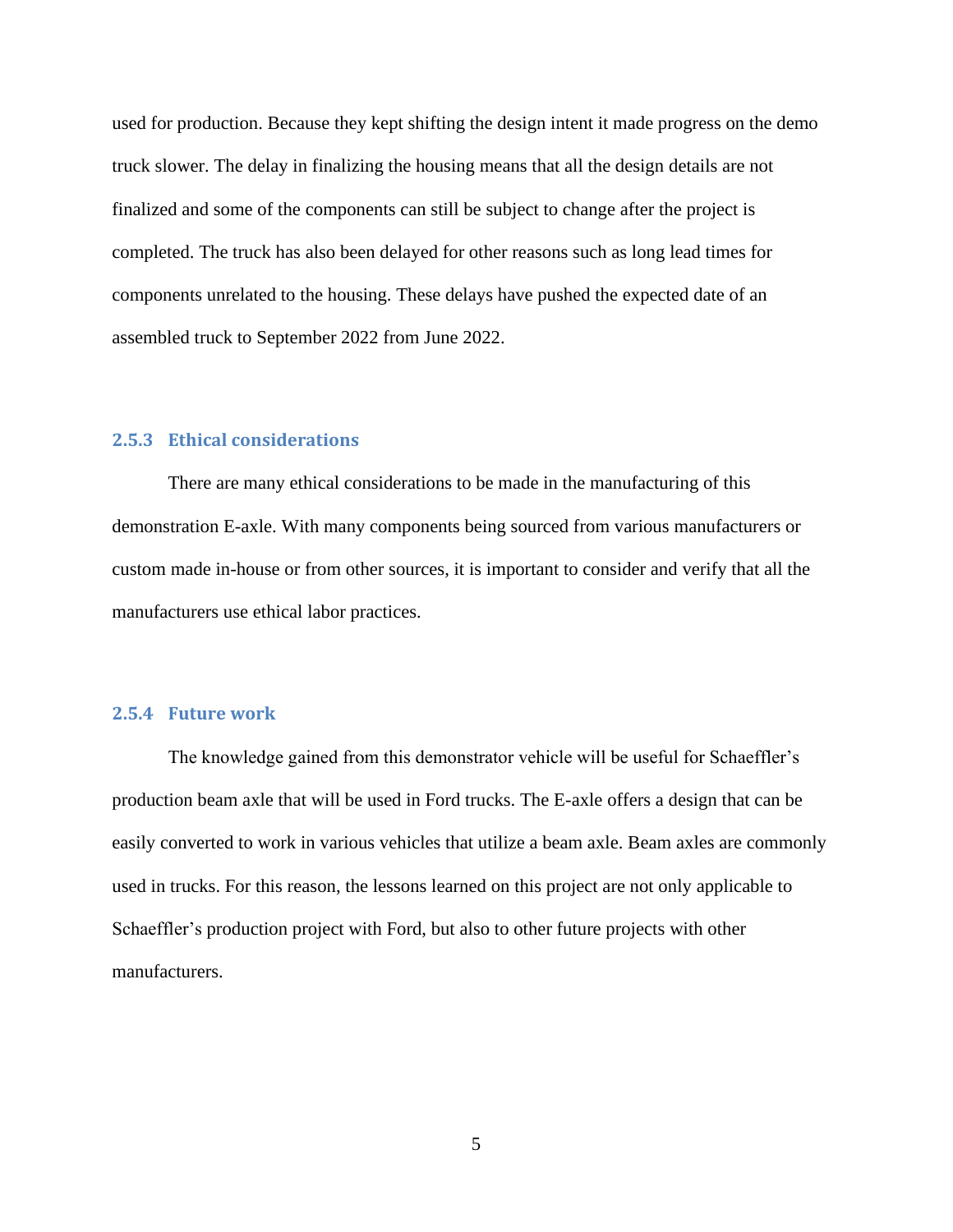used for production. Because they kept shifting the design intent it made progress on the demo truck slower. The delay in finalizing the housing means that all the design details are not finalized and some of the components can still be subject to change after the project is completed. The truck has also been delayed for other reasons such as long lead times for components unrelated to the housing. These delays have pushed the expected date of an assembled truck to September 2022 from June 2022.

### 2.5.3 Ethical considerations

There are many ethical considerations to be made in the manufacturing of this demonstration E-axle. With many components being sourced from various manufacturers or custom made in-house or from other sources, it is important to consider and verify that all the manufacturers use ethical labor practices.

### 2.5.4 Future work

The knowledge gained from this demonstrator vehicle will be useful for Schaeffler's production beam axle that will be used in Ford trucks. The E-axle offers a design that can be easily converted to work in various vehicles that utilize a beam axle. Beam axles are commonly used in trucks. For this reason, the lessons learned on this project are not only applicable to Schaeffler's production project with Ford, but also to other future projects with other manufacturers.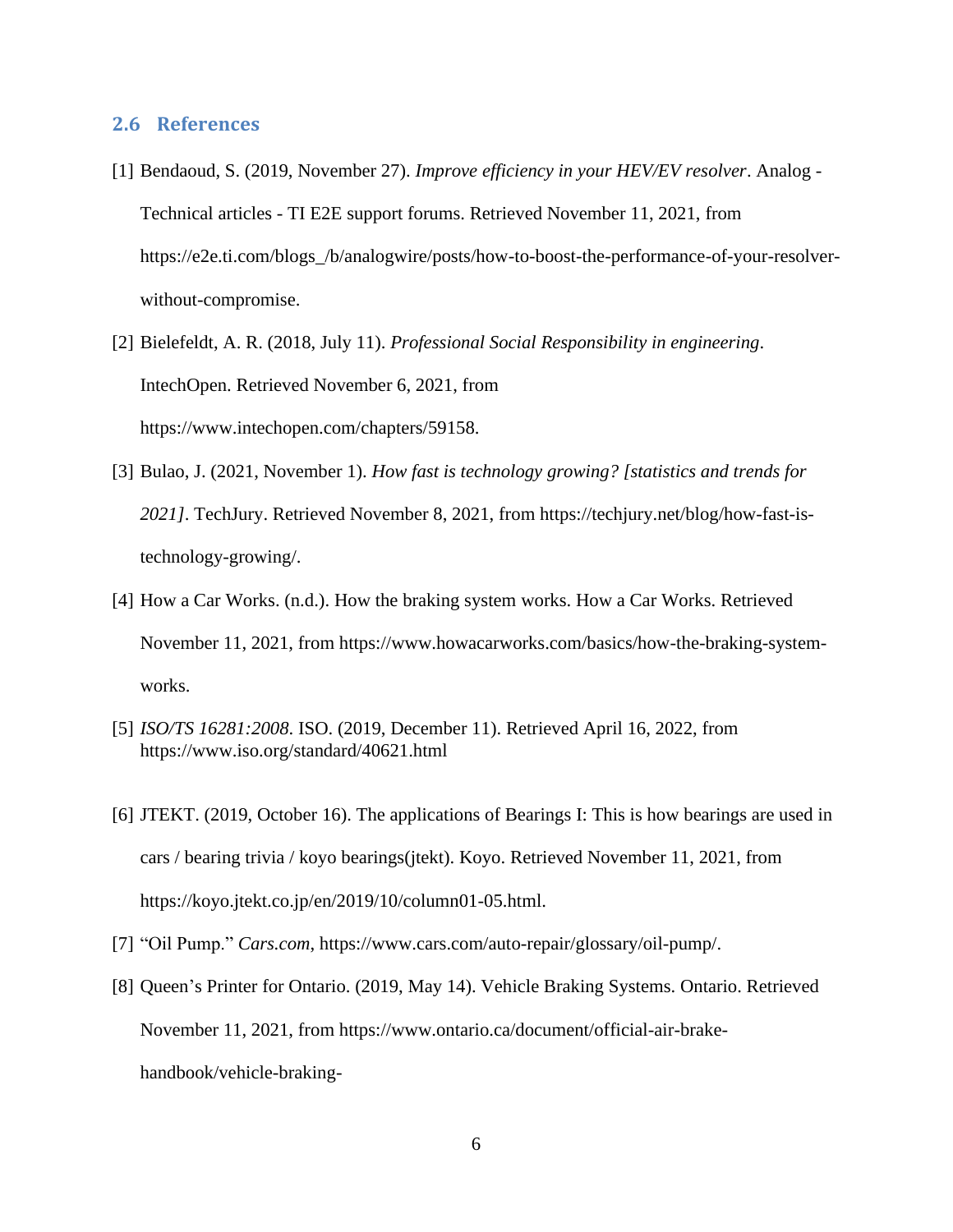## 2.6 References

[1] Bendaoud, S. (2019, November 27). *Improve efficiency in your HEV/EV resolver*. Analog - Technical articles - TI E2E support forums. Retrieved November 11, 2021, from https://e2e.ti.com/blogs_/b/analogwire/posts/how-to-boost-the-performance-of-your-resolver-without-compromise.

[2] Bielefeldt, A. R. (2018, July 11). *Professional Social Responsibility in engineering*. IntechOpen. Retrieved November 6, 2021, from https://www.intechopen.com/chapters/59158.

[3] Bulao, J. (2021, November 1). *How fast is technology growing? [statistics and trends for 2021]*. TechJury. Retrieved November 8, 2021, from https://techjury.net/blog/how-fast-is-technology-growing/.

[4] How a Car Works. (n.d.). How the braking system works. How a Car Works. Retrieved November 11, 2021, from https://www.howacarworks.com/basics/how-the-braking-system-works.

[5] *ISO/TS 16281:2008*. ISO. (2019, December 11). Retrieved April 16, 2022, from https://www.iso.org/standard/40621.html

[6] JTEKT. (2019, October 16). The applications of Bearings I: This is how bearings are used in cars / bearing trivia / koyo bearings(jtekt). Koyo. Retrieved November 11, 2021, from https://koyo.jtekt.co.jp/en/2019/10/column01-05.html.

[7] “Oil Pump.” *Cars.com*, https://www.cars.com/auto-repair/glossary/oil-pump/.

[8] Queen’s Printer for Ontario. (2019, May 14). Vehicle Braking Systems. Ontario. Retrieved November 11, 2021, from https://www.ontario.ca/document/official-air-brake-handbook/vehicle-braking-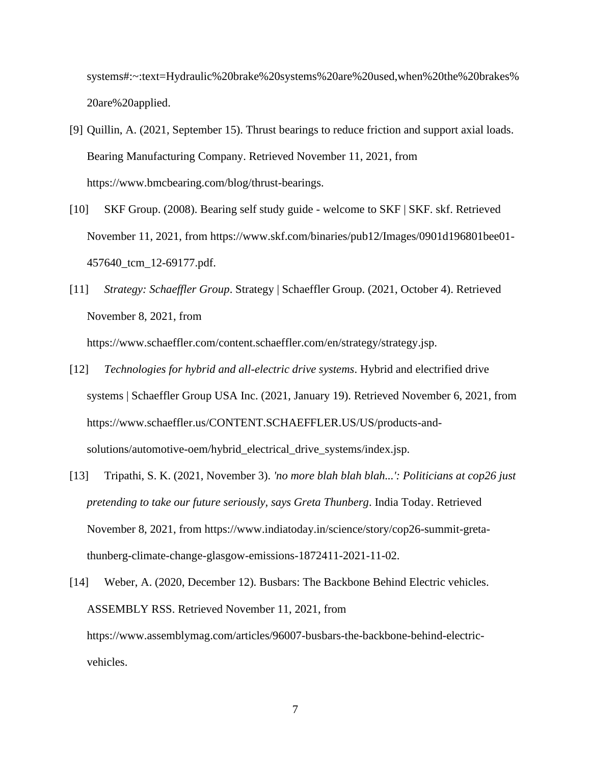systems#:~:text=Hydraulic%20brake%20systems%20are%20used,when%20the%20brakes%20are%20applied.

[9] Quillin, A. (2021, September 15). Thrust bearings to reduce friction and support axial loads. Bearing Manufacturing Company. Retrieved November 11, 2021, from https://www.bmcbearing.com/blog/thrust-bearings.

[10] SKF Group. (2008). Bearing self study guide - welcome to SKF | SKF. skf. Retrieved November 11, 2021, from https://www.skf.com/binaries/pub12/Images/0901d196801bee01-457640_tcm_12-69177.pdf.

[11] *Strategy: Schaeffler Group*. Strategy | Schaeffler Group. (2021, October 4). Retrieved November 8, 2021, from https://www.schaeffler.com/content.schaeffler.com/en/strategy/strategy.jsp.

[12] *Technologies for hybrid and all-electric drive systems*. Hybrid and electrified drive systems | Schaeffler Group USA Inc. (2021, January 19). Retrieved November 6, 2021, from https://www.schaeffler.us/CONTENT.SCHAEFFLER.US/US/products-and-solutions/automotive-oem/hybrid_electrical_drive_systems/index.jsp.

[13] Tripathi, S. K. (2021, November 3). *'no more blah blah blah...': Politicians at cop26 just pretending to take our future seriously, says Greta Thunberg*. India Today. Retrieved November 8, 2021, from https://www.indiatoday.in/science/story/cop26-summit-greta-thunberg-climate-change-glasgow-emissions-1872411-2021-11-02.

[14] Weber, A. (2020, December 12). Busbars: The Backbone Behind Electric vehicles. ASSEMBLY RSS. Retrieved November 11, 2021, from https://www.assemblymag.com/articles/96007-busbars-the-backbone-behind-electric-vehicles.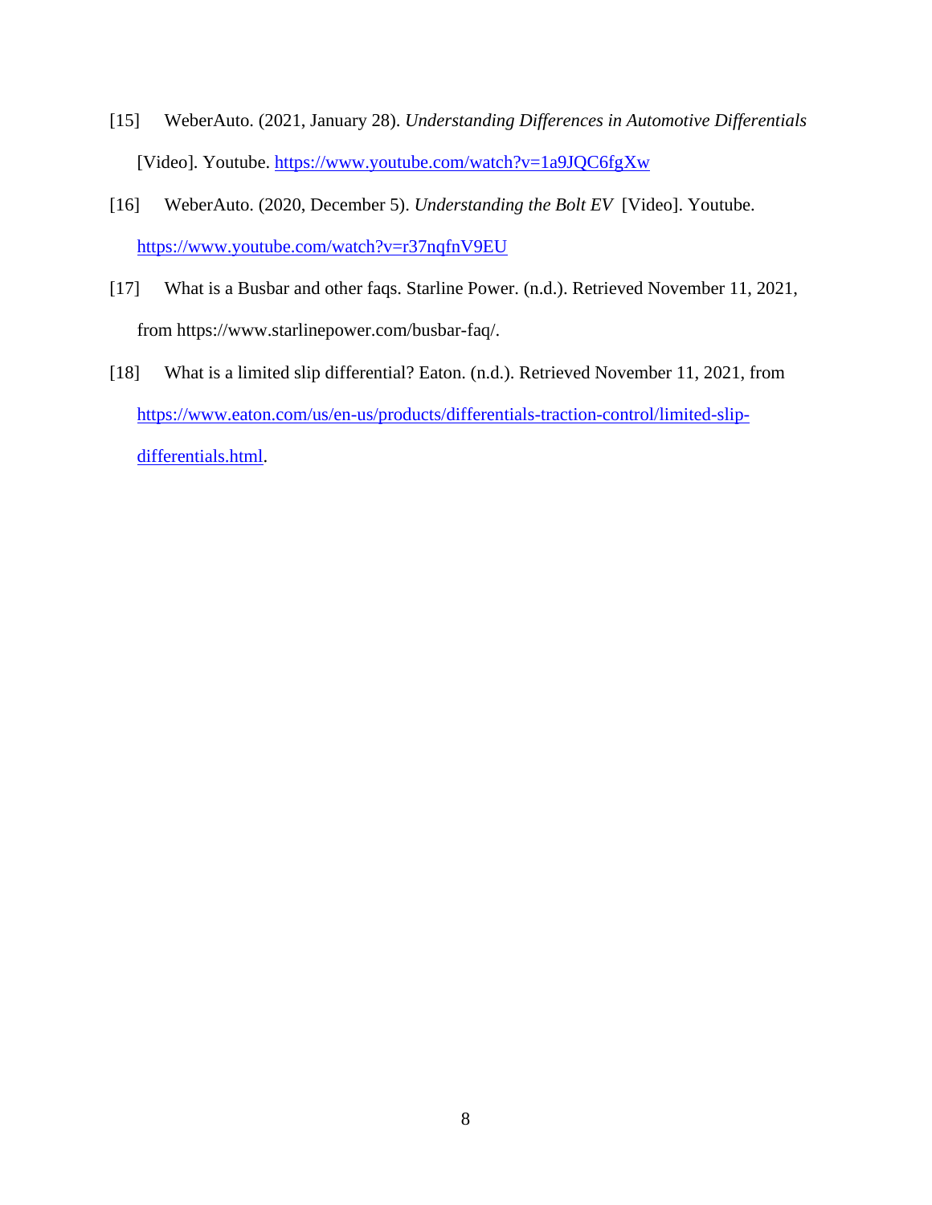[15] WeberAuto. (2021, January 28). *Understanding Differences in Automotive Differentials* [Video]. Youtube. https://www.youtube.com/watch?v=1a9JQC6fgXw

[16] WeberAuto. (2020, December 5). *Understanding the Bolt EV* [Video]. Youtube. https://www.youtube.com/watch?v=r37nqfnV9EU

[17] What is a Busbar and other faqs. Starline Power. (n.d.). Retrieved November 11, 2021, from https://www.starlinepower.com/busbar-faq/.

[18] What is a limited slip differential? Eaton. (n.d.). Retrieved November 11, 2021, from https://www.eaton.com/us/en-us/products/differentials-traction-control/limited-slip-differentials.html.